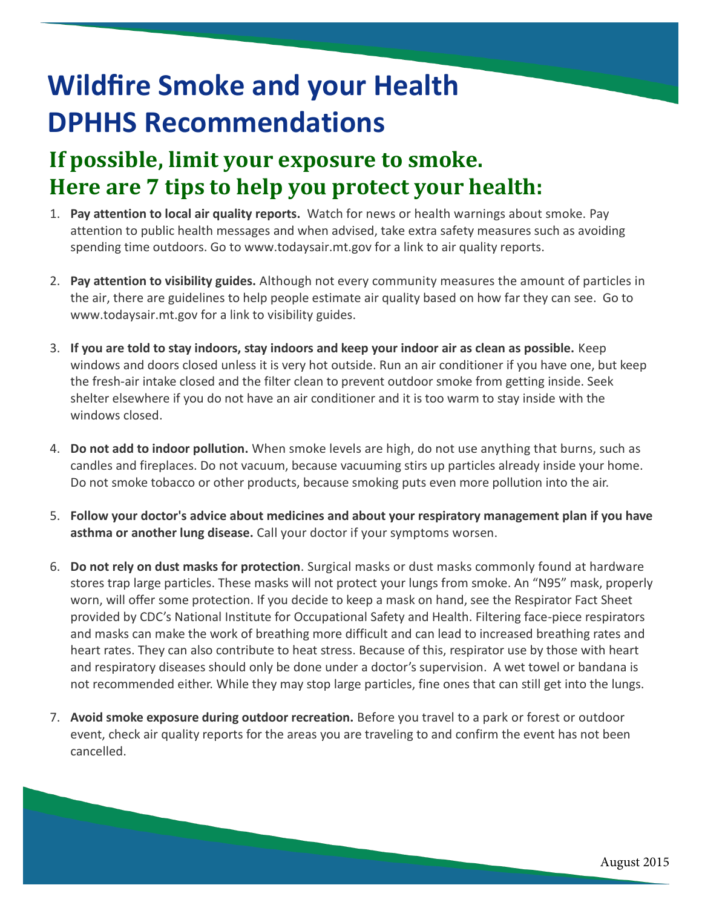# Wildfire Smoke and your Health DPHHS Recommendations

## If possible, limit your exposure to smoke. Here are 7 tips to help you protect your health:

1. **Pay attention to local air quality reports.** Watch for news or health warnings about smoke. Pay attention to public health messages and when advised, take extra safety measures such as avoiding spending time outdoors. Go to www.todaysair.mt.gov for a link to air quality reports.

2. **Pay attention to visibility guides.** Although not every community measures the amount of particles in the air, there are guidelines to help people estimate air quality based on how far they can see. Go to www.todaysair.mt.gov for a link to visibility guides.

3. **If you are told to stay indoors, stay indoors and keep your indoor air as clean as possible.** Keep windows and doors closed unless it is very hot outside. Run an air conditioner if you have one, but keep the fresh-air intake closed and the filter clean to prevent outdoor smoke from getting inside. Seek shelter elsewhere if you do not have an air conditioner and it is too warm to stay inside with the windows closed.

4. **Do not add to indoor pollution.** When smoke levels are high, do not use anything that burns, such as candles and fireplaces. Do not vacuum, because vacuuming stirs up particles already inside your home. Do not smoke tobacco or other products, because smoking puts even more pollution into the air.

5. **Follow your doctor's advice about medicines and about your respiratory management plan if you have asthma or another lung disease.** Call your doctor if your symptoms worsen.

6. **Do not rely on dust masks for protection**. Surgical masks or dust masks commonly found at hardware stores trap large particles. These masks will not protect your lungs from smoke. An "N95" mask, properly worn, will offer some protection. If you decide to keep a mask on hand, see the Respirator Fact Sheet provided by CDC's National Institute for Occupational Safety and Health. Filtering face-piece respirators and masks can make the work of breathing more difficult and can lead to increased breathing rates and heart rates. They can also contribute to heat stress. Because of this, respirator use by those with heart and respiratory diseases should only be done under a doctor's supervision. A wet towel or bandana is not recommended either. While they may stop large particles, fine ones that can still get into the lungs.

7. **Avoid smoke exposure during outdoor recreation.** Before you travel to a park or forest or outdoor event, check air quality reports for the areas you are traveling to and confirm the event has not been cancelled.

August 2015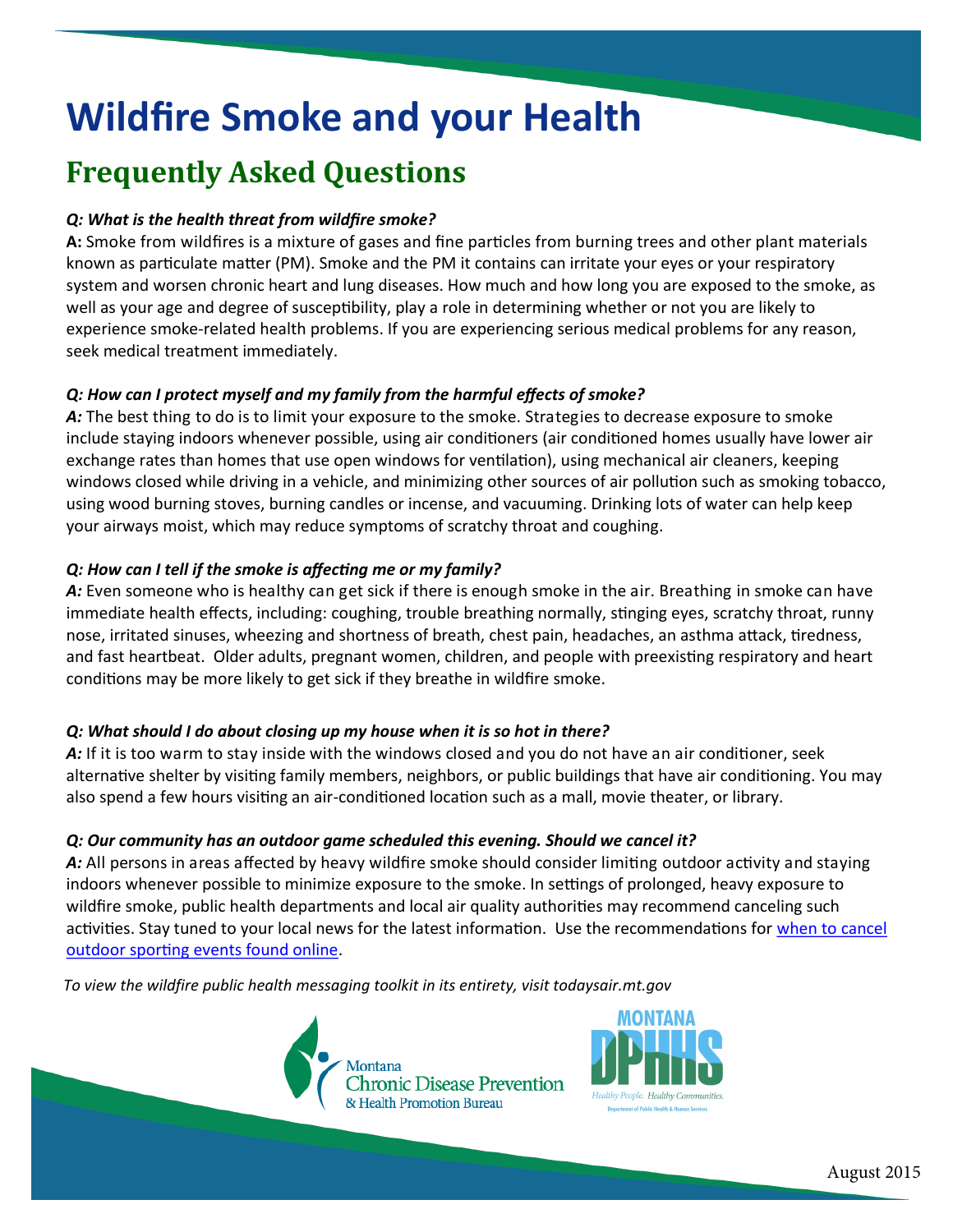# Wildfire Smoke and your Health

## Frequently Asked Questions

***Q: What is the health threat from wildfire smoke?***

**A:** Smoke from wildfires is a mixture of gases and fine particles from burning trees and other plant materials known as particulate matter (PM). Smoke and the PM it contains can irritate your eyes or your respiratory system and worsen chronic heart and lung diseases. How much and how long you are exposed to the smoke, as well as your age and degree of susceptibility, play a role in determining whether or not you are likely to experience smoke-related health problems. If you are experiencing serious medical problems for any reason, seek medical treatment immediately.

***Q: How can I protect myself and my family from the harmful effects of smoke?***

***A:*** The best thing to do is to limit your exposure to the smoke. Strategies to decrease exposure to smoke include staying indoors whenever possible, using air conditioners (air conditioned homes usually have lower air exchange rates than homes that use open windows for ventilation), using mechanical air cleaners, keeping windows closed while driving in a vehicle, and minimizing other sources of air pollution such as smoking tobacco, using wood burning stoves, burning candles or incense, and vacuuming. Drinking lots of water can help keep your airways moist, which may reduce symptoms of scratchy throat and coughing.

***Q: How can I tell if the smoke is affecting me or my family?***

***A:*** Even someone who is healthy can get sick if there is enough smoke in the air. Breathing in smoke can have immediate health effects, including: coughing, trouble breathing normally, stinging eyes, scratchy throat, runny nose, irritated sinuses, wheezing and shortness of breath, chest pain, headaches, an asthma attack, tiredness, and fast heartbeat. Older adults, pregnant women, children, and people with preexisting respiratory and heart conditions may be more likely to get sick if they breathe in wildfire smoke.

***Q: What should I do about closing up my house when it is so hot in there?***

***A:*** If it is too warm to stay inside with the windows closed and you do not have an air conditioner, seek alternative shelter by visiting family members, neighbors, or public buildings that have air conditioning. You may also spend a few hours visiting an air-conditioned location such as a mall, movie theater, or library.

***Q: Our community has an outdoor game scheduled this evening. Should we cancel it?***

***A:*** All persons in areas affected by heavy wildfire smoke should consider limiting outdoor activity and staying indoors whenever possible to minimize exposure to the smoke. In settings of prolonged, heavy exposure to wildfire smoke, public health departments and local air quality authorities may recommend canceling such activities. Stay tuned to your local news for the latest information. Use the recommendations for when to cancel outdoor sporting events found online.

*To view the wildfire public health messaging toolkit in its entirety, visit todaysair.mt.gov*

Montana Chronic Disease Prevention & Health Promotion Bureau

MONTANA DPHHS — Healthy People. Healthy Communities. Department of Public Health & Human Services

August 2015